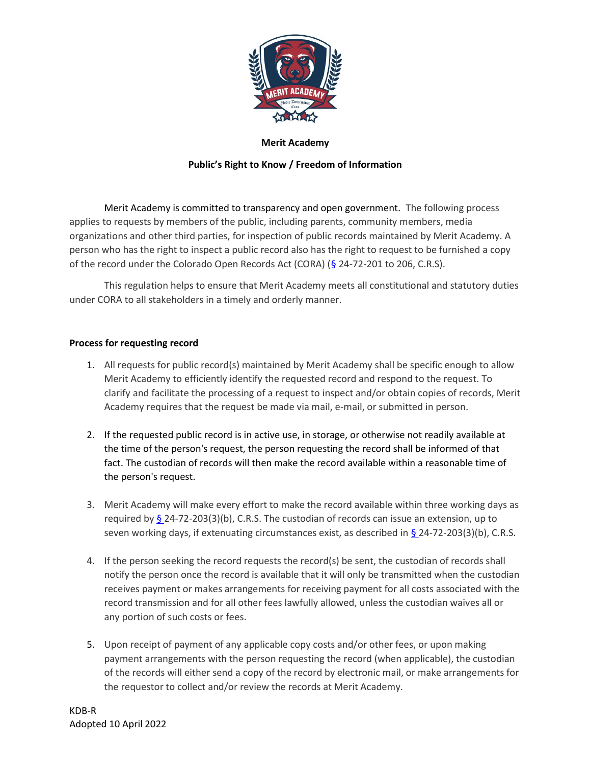**Merit Academy**

**Public's Right to Know / Freedom of Information**

Merit Academy is committed to transparency and open government. The following process applies to requests by members of the public, including parents, community members, media organizations and other third parties, for inspection of public records maintained by Merit Academy. A person who has the right to inspect a public record also has the right to request to be furnished a copy of the record under the Colorado Open Records Act (CORA) (§ 24-72-201 to 206, C.R.S).

This regulation helps to ensure that Merit Academy meets all constitutional and statutory duties under CORA to all stakeholders in a timely and orderly manner.

**Process for requesting record**

1. All requests for public record(s) maintained by Merit Academy shall be specific enough to allow Merit Academy to efficiently identify the requested record and respond to the request. To clarify and facilitate the processing of a request to inspect and/or obtain copies of records, Merit Academy requires that the request be made via mail, e-mail, or submitted in person.

2. If the requested public record is in active use, in storage, or otherwise not readily available at the time of the person's request, the person requesting the record shall be informed of that fact. The custodian of records will then make the record available within a reasonable time of the person's request.

3. Merit Academy will make every effort to make the record available within three working days as required by § 24-72-203(3)(b), C.R.S. The custodian of records can issue an extension, up to seven working days, if extenuating circumstances exist, as described in § 24-72-203(3)(b), C.R.S.

4. If the person seeking the record requests the record(s) be sent, the custodian of records shall notify the person once the record is available that it will only be transmitted when the custodian receives payment or makes arrangements for receiving payment for all costs associated with the record transmission and for all other fees lawfully allowed, unless the custodian waives all or any portion of such costs or fees.

5. Upon receipt of payment of any applicable copy costs and/or other fees, or upon making payment arrangements with the person requesting the record (when applicable), the custodian of the records will either send a copy of the record by electronic mail, or make arrangements for the requestor to collect and/or review the records at Merit Academy.

KDB-R
Adopted 10 April 2022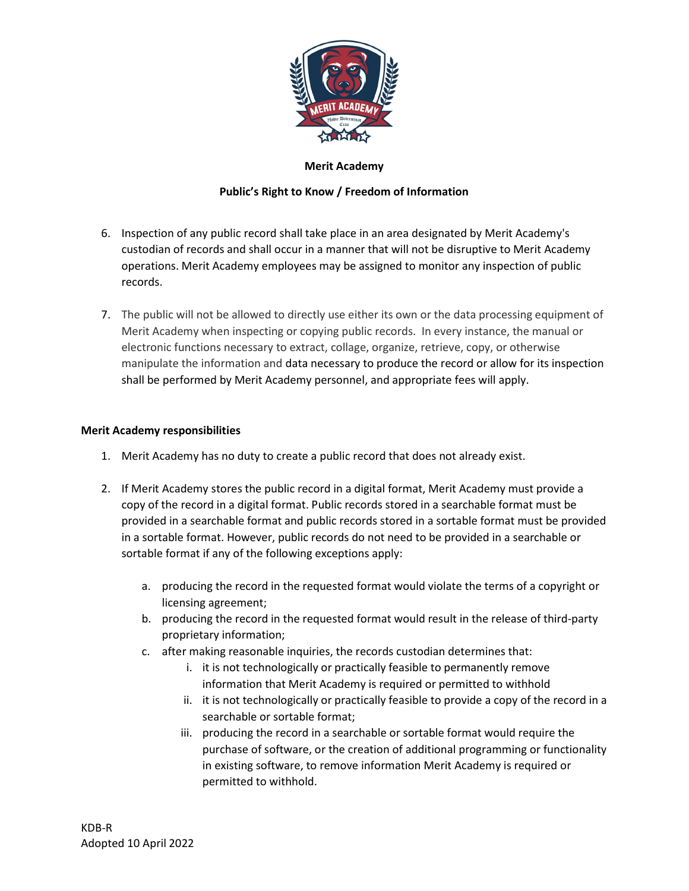**Merit Academy**

**Public's Right to Know / Freedom of Information**

6. Inspection of any public record shall take place in an area designated by Merit Academy's custodian of records and shall occur in a manner that will not be disruptive to Merit Academy operations. Merit Academy employees may be assigned to monitor any inspection of public records.

7. The public will not be allowed to directly use either its own or the data processing equipment of Merit Academy when inspecting or copying public records. In every instance, the manual or electronic functions necessary to extract, collage, organize, retrieve, copy, or otherwise manipulate the information and data necessary to produce the record or allow for its inspection shall be performed by Merit Academy personnel, and appropriate fees will apply.

**Merit Academy responsibilities**

1. Merit Academy has no duty to create a public record that does not already exist.

2. If Merit Academy stores the public record in a digital format, Merit Academy must provide a copy of the record in a digital format. Public records stored in a searchable format must be provided in a searchable format and public records stored in a sortable format must be provided in a sortable format. However, public records do not need to be provided in a searchable or sortable format if any of the following exceptions apply:

   a. producing the record in the requested format would violate the terms of a copyright or licensing agreement;
   b. producing the record in the requested format would result in the release of third-party proprietary information;
   c. after making reasonable inquiries, the records custodian determines that:
      i. it is not technologically or practically feasible to permanently remove information that Merit Academy is required or permitted to withhold
      ii. it is not technologically or practically feasible to provide a copy of the record in a searchable or sortable format;
      iii. producing the record in a searchable or sortable format would require the purchase of software, or the creation of additional programming or functionality in existing software, to remove information Merit Academy is required or permitted to withhold.

KDB-R
Adopted 10 April 2022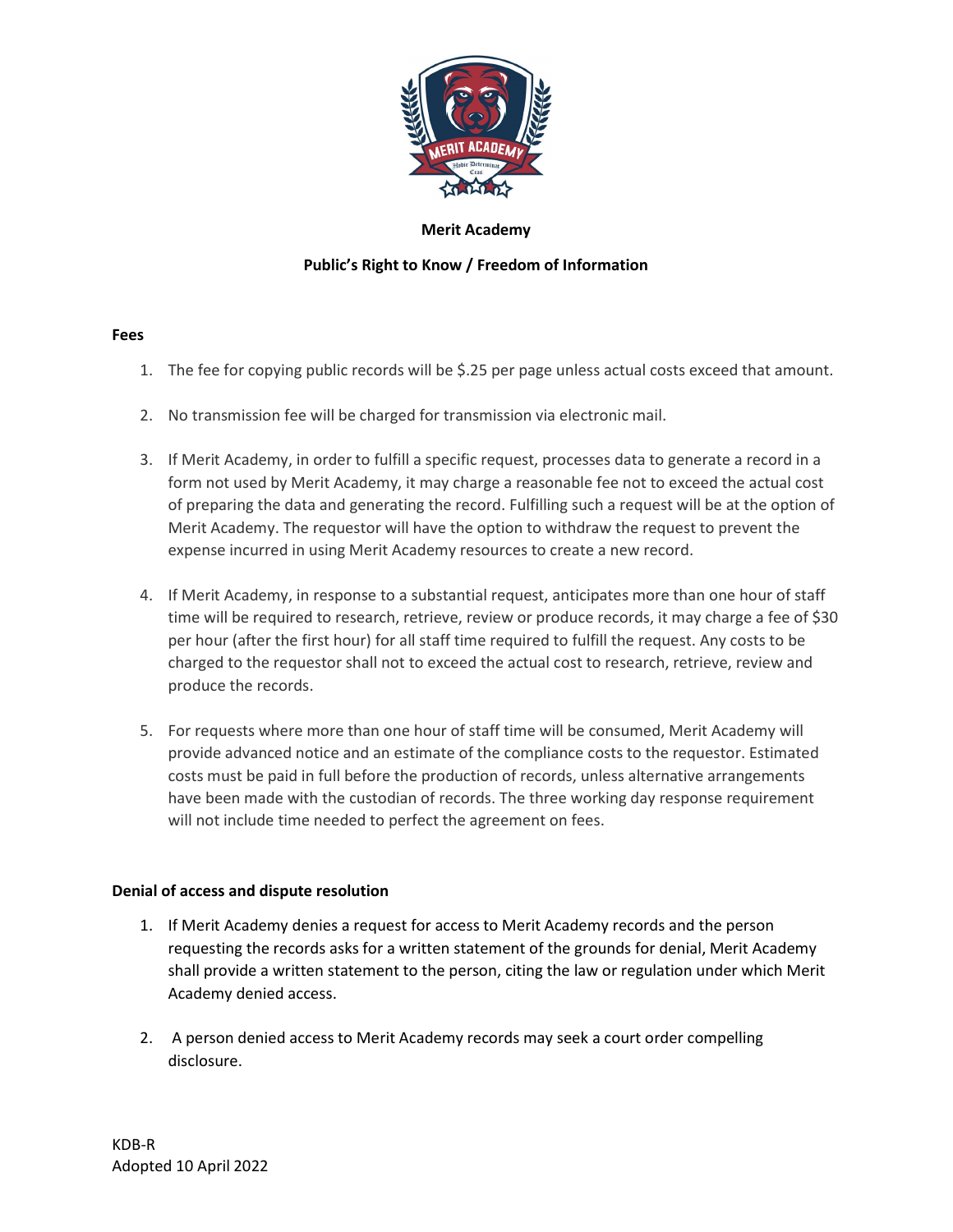**Merit Academy**

**Public's Right to Know / Freedom of Information**

**Fees**

1. The fee for copying public records will be $.25 per page unless actual costs exceed that amount.

2. No transmission fee will be charged for transmission via electronic mail.

3. If Merit Academy, in order to fulfill a specific request, processes data to generate a record in a form not used by Merit Academy, it may charge a reasonable fee not to exceed the actual cost of preparing the data and generating the record. Fulfilling such a request will be at the option of Merit Academy. The requestor will have the option to withdraw the request to prevent the expense incurred in using Merit Academy resources to create a new record.

4. If Merit Academy, in response to a substantial request, anticipates more than one hour of staff time will be required to research, retrieve, review or produce records, it may charge a fee of $30 per hour (after the first hour) for all staff time required to fulfill the request. Any costs to be charged to the requestor shall not to exceed the actual cost to research, retrieve, review and produce the records.

5. For requests where more than one hour of staff time will be consumed, Merit Academy will provide advanced notice and an estimate of the compliance costs to the requestor. Estimated costs must be paid in full before the production of records, unless alternative arrangements have been made with the custodian of records. The three working day response requirement will not include time needed to perfect the agreement on fees.

**Denial of access and dispute resolution**

1. If Merit Academy denies a request for access to Merit Academy records and the person requesting the records asks for a written statement of the grounds for denial, Merit Academy shall provide a written statement to the person, citing the law or regulation under which Merit Academy denied access.

2. A person denied access to Merit Academy records may seek a court order compelling disclosure.

KDB-R
Adopted 10 April 2022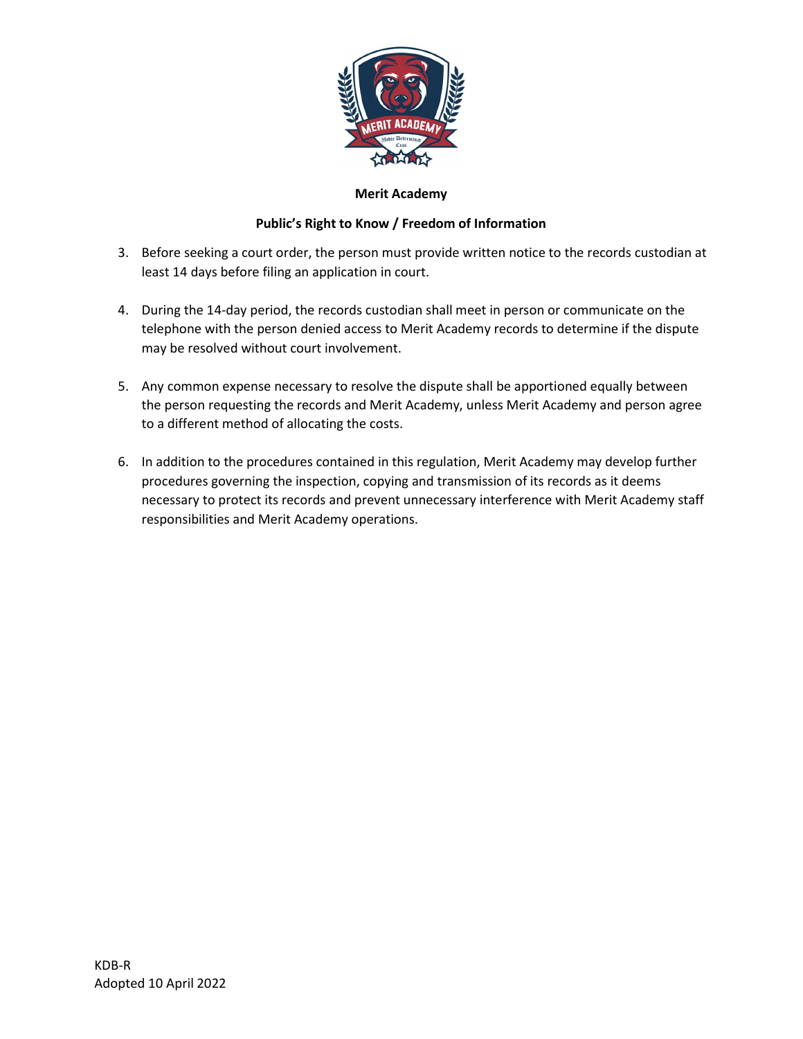**Merit Academy**

**Public's Right to Know / Freedom of Information**

3. Before seeking a court order, the person must provide written notice to the records custodian at least 14 days before filing an application in court.

4. During the 14-day period, the records custodian shall meet in person or communicate on the telephone with the person denied access to Merit Academy records to determine if the dispute may be resolved without court involvement.

5. Any common expense necessary to resolve the dispute shall be apportioned equally between the person requesting the records and Merit Academy, unless Merit Academy and person agree to a different method of allocating the costs.

6. In addition to the procedures contained in this regulation, Merit Academy may develop further procedures governing the inspection, copying and transmission of its records as it deems necessary to protect its records and prevent unnecessary interference with Merit Academy staff responsibilities and Merit Academy operations.

KDB-R
Adopted 10 April 2022